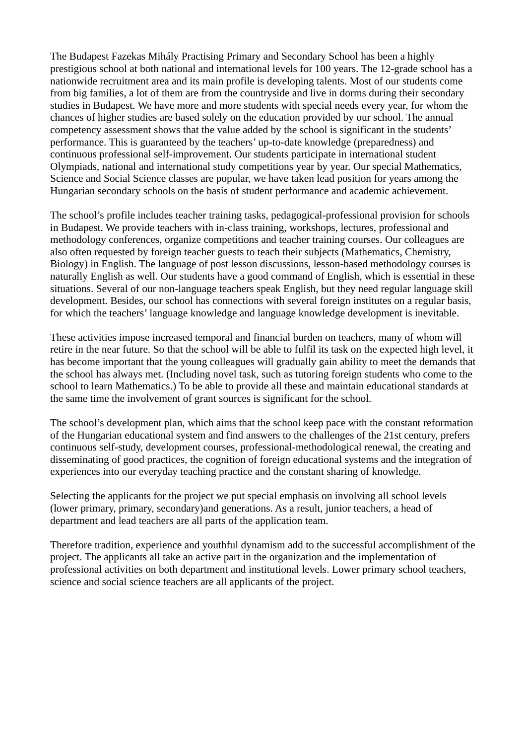The Budapest Fazekas Mihály Practising Primary and Secondary School has been a highly prestigious school at both national and international levels for 100 years. The 12-grade school has a nationwide recruitment area and its main profile is developing talents. Most of our students come from big families, a lot of them are from the countryside and live in dorms during their secondary studies in Budapest. We have more and more students with special needs every year, for whom the chances of higher studies are based solely on the education provided by our school. The annual competency assessment shows that the value added by the school is significant in the students' performance. This is guaranteed by the teachers' up-to-date knowledge (preparedness) and continuous professional self-improvement. Our students participate in international student Olympiads, national and international study competitions year by year. Our special Mathematics, Science and Social Science classes are popular, we have taken lead position for years among the Hungarian secondary schools on the basis of student performance and academic achievement.

The school's profile includes teacher training tasks, pedagogical-professional provision for schools in Budapest. We provide teachers with in-class training, workshops, lectures, professional and methodology conferences, organize competitions and teacher training courses. Our colleagues are also often requested by foreign teacher guests to teach their subjects (Mathematics, Chemistry, Biology) in English. The language of post lesson discussions, lesson-based methodology courses is naturally English as well. Our students have a good command of English, which is essential in these situations. Several of our non-language teachers speak English, but they need regular language skill development. Besides, our school has connections with several foreign institutes on a regular basis, for which the teachers' language knowledge and language knowledge development is inevitable.

These activities impose increased temporal and financial burden on teachers, many of whom will retire in the near future. So that the school will be able to fulfil its task on the expected high level, it has become important that the young colleagues will gradually gain ability to meet the demands that the school has always met. (Including novel task, such as tutoring foreign students who come to the school to learn Mathematics.) To be able to provide all these and maintain educational standards at the same time the involvement of grant sources is significant for the school.

The school's development plan, which aims that the school keep pace with the constant reformation of the Hungarian educational system and find answers to the challenges of the 21st century, prefers continuous self-study, development courses, professional-methodological renewal, the creating and disseminating of good practices, the cognition of foreign educational systems and the integration of experiences into our everyday teaching practice and the constant sharing of knowledge.

Selecting the applicants for the project we put special emphasis on involving all school levels (lower primary, primary, secondary)and generations. As a result, junior teachers, a head of department and lead teachers are all parts of the application team.

Therefore tradition, experience and youthful dynamism add to the successful accomplishment of the project. The applicants all take an active part in the organization and the implementation of professional activities on both department and institutional levels. Lower primary school teachers, science and social science teachers are all applicants of the project.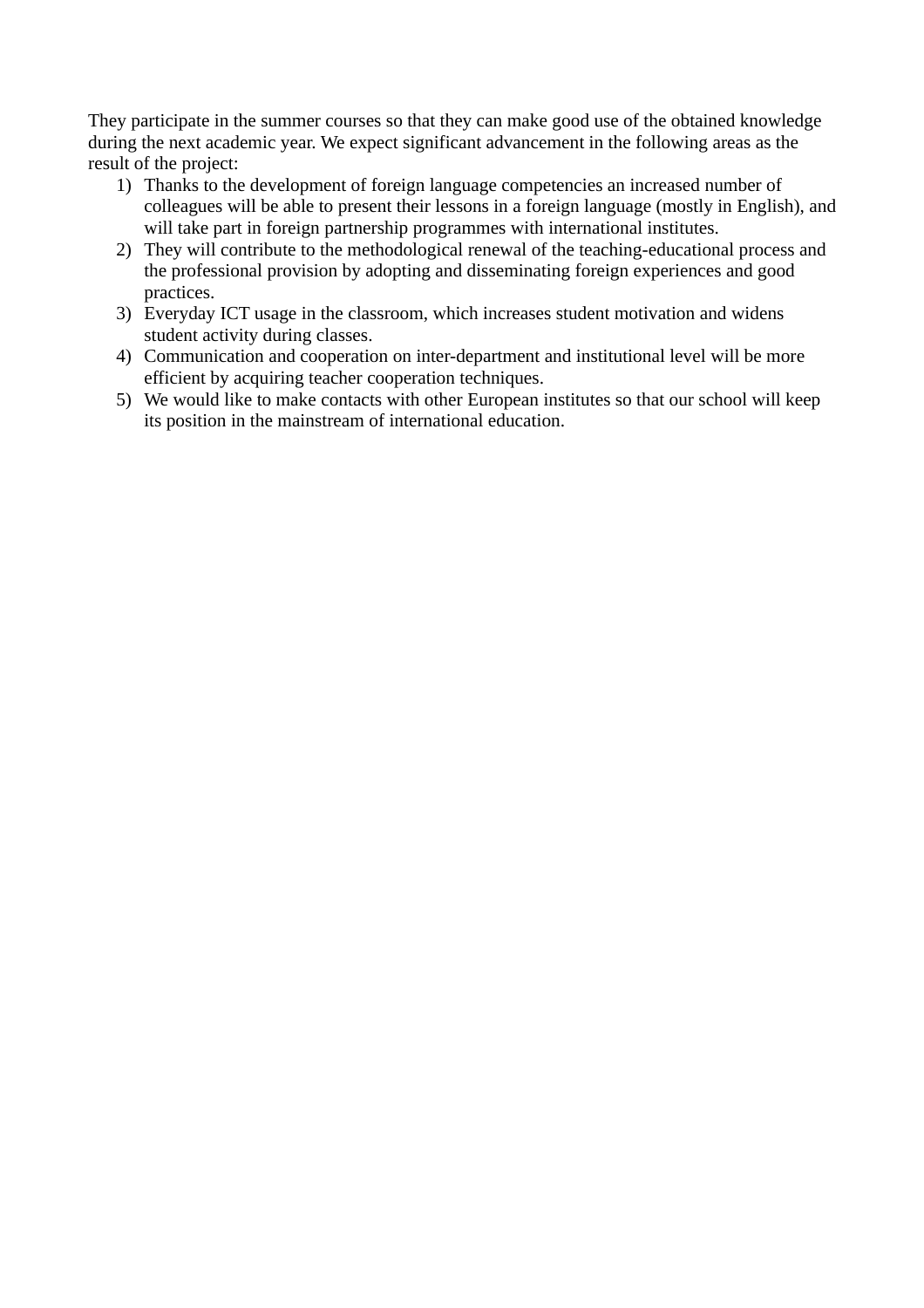They participate in the summer courses so that they can make good use of the obtained knowledge during the next academic year. We expect significant advancement in the following areas as the result of the project:

1) Thanks to the development of foreign language competencies an increased number of colleagues will be able to present their lessons in a foreign language (mostly in English), and will take part in foreign partnership programmes with international institutes.
2) They will contribute to the methodological renewal of the teaching-educational process and the professional provision by adopting and disseminating foreign experiences and good practices.
3) Everyday ICT usage in the classroom, which increases student motivation and widens student activity during classes.
4) Communication and cooperation on inter-department and institutional level will be more efficient by acquiring teacher cooperation techniques.
5) We would like to make contacts with other European institutes so that our school will keep its position in the mainstream of international education.